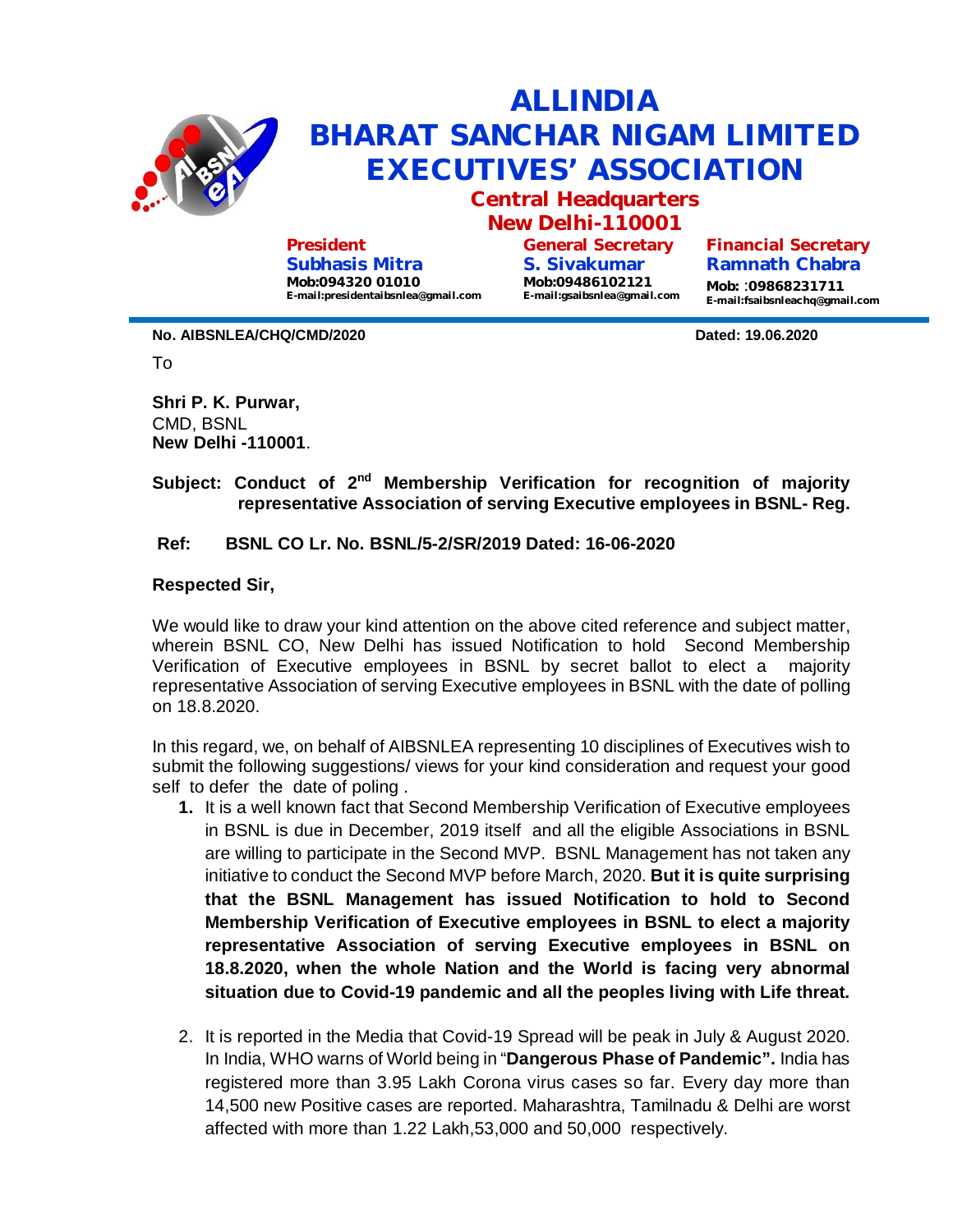# ALLINDIA BHARAT SANCHAR NIGAM LIMITED EXECUTIVES' ASSOCIATION

## Central Headquarters
## New Delhi-110001

**President**
**Subhasis Mitra**
Mob:094320 01010
E-mail:presidentaibsnlea@gmail.com

**General Secretary**
**S. Sivakumar**
Mob:09486102121
E-mail:gsaibsnlea@gmail.com

**Financial Secretary**
**Ramnath Chabra**
Mob: :09868231711
E-mail:fsaibsnleachq@gmail.com

---

**No. AIBSNLEA/CHQ/CMD/2020** **Dated: 19.06.2020**

To

**Shri P. K. Purwar,**
CMD, BSNL
**New Delhi -110001**.

**Subject: Conduct of 2nd Membership Verification for recognition of majority representative Association of serving Executive employees in BSNL- Reg.**

**Ref: BSNL CO Lr. No. BSNL/5-2/SR/2019 Dated: 16-06-2020**

**Respected Sir,**

We would like to draw your kind attention on the above cited reference and subject matter, wherein BSNL CO, New Delhi has issued Notification to hold Second Membership Verification of Executive employees in BSNL by secret ballot to elect a majority representative Association of serving Executive employees in BSNL with the date of polling on 18.8.2020.

In this regard, we, on behalf of AIBSNLEA representing 10 disciplines of Executives wish to submit the following suggestions/ views for your kind consideration and request your good self to defer the date of poling .

1. It is a well known fact that Second Membership Verification of Executive employees in BSNL is due in December, 2019 itself and all the eligible Associations in BSNL are willing to participate in the Second MVP. BSNL Management has not taken any initiative to conduct the Second MVP before March, 2020. **But it is quite surprising that the BSNL Management has issued Notification to hold to Second Membership Verification of Executive employees in BSNL to elect a majority representative Association of serving Executive employees in BSNL on 18.8.2020, when the whole Nation and the World is facing very abnormal situation due to Covid-19 pandemic and all the peoples living with Life threat.**

2. It is reported in the Media that Covid-19 Spread will be peak in July & August 2020. In India, WHO warns of World being in "**Dangerous Phase of Pandemic".** India has registered more than 3.95 Lakh Corona virus cases so far. Every day more than 14,500 new Positive cases are reported. Maharashtra, Tamilnadu & Delhi are worst affected with more than 1.22 Lakh,53,000 and 50,000 respectively.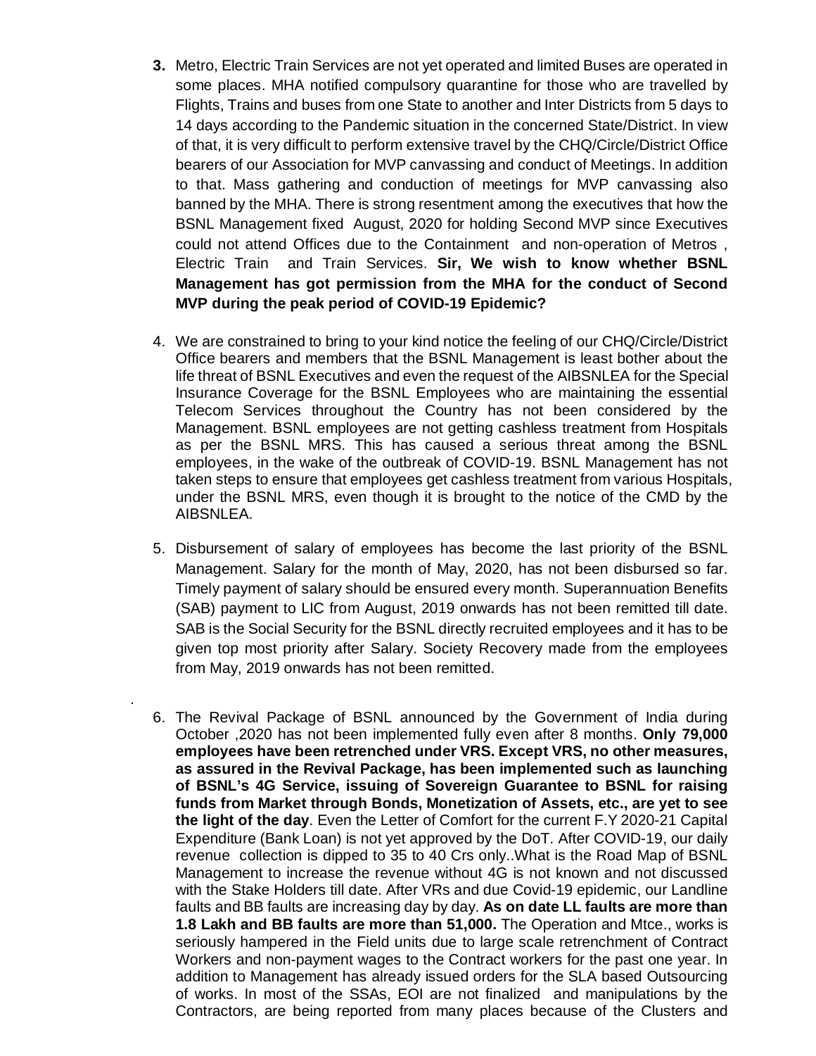3. Metro, Electric Train Services are not yet operated and limited Buses are operated in some places. MHA notified compulsory quarantine for those who are travelled by Flights, Trains and buses from one State to another and Inter Districts from 5 days to 14 days according to the Pandemic situation in the concerned State/District. In view of that, it is very difficult to perform extensive travel by the CHQ/Circle/District Office bearers of our Association for MVP canvassing and conduct of Meetings. In addition to that. Mass gathering and conduction of meetings for MVP canvassing also banned by the MHA. There is strong resentment among the executives that how the BSNL Management fixed August, 2020 for holding Second MVP since Executives could not attend Offices due to the Containment and non-operation of Metros , Electric Train and Train Services. **Sir, We wish to know whether BSNL Management has got permission from the MHA for the conduct of Second MVP during the peak period of COVID-19 Epidemic?**

4. We are constrained to bring to your kind notice the feeling of our CHQ/Circle/District Office bearers and members that the BSNL Management is least bother about the life threat of BSNL Executives and even the request of the AIBSNLEA for the Special Insurance Coverage for the BSNL Employees who are maintaining the essential Telecom Services throughout the Country has not been considered by the Management. BSNL employees are not getting cashless treatment from Hospitals as per the BSNL MRS. This has caused a serious threat among the BSNL employees, in the wake of the outbreak of COVID-19. BSNL Management has not taken steps to ensure that employees get cashless treatment from various Hospitals, under the BSNL MRS, even though it is brought to the notice of the CMD by the AIBSNLEA.

5. Disbursement of salary of employees has become the last priority of the BSNL Management. Salary for the month of May, 2020, has not been disbursed so far. Timely payment of salary should be ensured every month. Superannuation Benefits (SAB) payment to LIC from August, 2019 onwards has not been remitted till date. SAB is the Social Security for the BSNL directly recruited employees and it has to be given top most priority after Salary. Society Recovery made from the employees from May, 2019 onwards has not been remitted.

6. The Revival Package of BSNL announced by the Government of India during October ,2020 has not been implemented fully even after 8 months. **Only 79,000 employees have been retrenched under VRS. Except VRS, no other measures, as assured in the Revival Package, has been implemented such as launching of BSNL's 4G Service, issuing of Sovereign Guarantee to BSNL for raising funds from Market through Bonds, Monetization of Assets, etc., are yet to see the light of the day**. Even the Letter of Comfort for the current F.Y 2020-21 Capital Expenditure (Bank Loan) is not yet approved by the DoT. After COVID-19, our daily revenue collection is dipped to 35 to 40 Crs only..What is the Road Map of BSNL Management to increase the revenue without 4G is not known and not discussed with the Stake Holders till date. After VRs and due Covid-19 epidemic, our Landline faults and BB faults are increasing day by day. **As on date LL faults are more than 1.8 Lakh and BB faults are more than 51,000.** The Operation and Mtce., works is seriously hampered in the Field units due to large scale retrenchment of Contract Workers and non-payment wages to the Contract workers for the past one year. In addition to Management has already issued orders for the SLA based Outsourcing of works. In most of the SSAs, EOI are not finalized and manipulations by the Contractors, are being reported from many places because of the Clusters and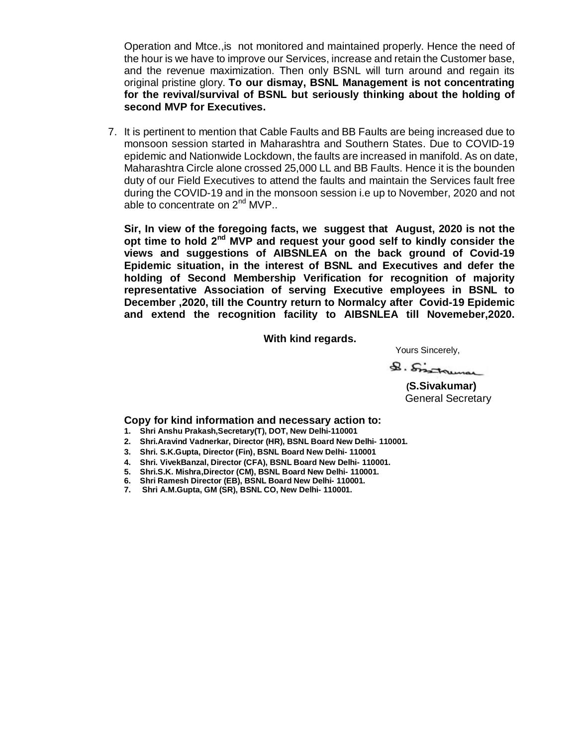Operation and Mtce.,is not monitored and maintained properly. Hence the need of the hour is we have to improve our Services, increase and retain the Customer base, and the revenue maximization. Then only BSNL will turn around and regain its original pristine glory. **To our dismay, BSNL Management is not concentrating for the revival/survival of BSNL but seriously thinking about the holding of second MVP for Executives.**

7. It is pertinent to mention that Cable Faults and BB Faults are being increased due to monsoon session started in Maharashtra and Southern States. Due to COVID-19 epidemic and Nationwide Lockdown, the faults are increased in manifold. As on date, Maharashtra Circle alone crossed 25,000 LL and BB Faults. Hence it is the bounden duty of our Field Executives to attend the faults and maintain the Services fault free during the COVID-19 and in the monsoon session i.e up to November, 2020 and not able to concentrate on 2nd MVP..

**Sir, In view of the foregoing facts, we suggest that August, 2020 is not the opt time to hold 2nd MVP and request your good self to kindly consider the views and suggestions of AIBSNLEA on the back ground of Covid-19 Epidemic situation, in the interest of BSNL and Executives and defer the holding of Second Membership Verification for recognition of majority representative Association of serving Executive employees in BSNL to December ,2020, till the Country return to Normalcy after Covid-19 Epidemic and extend the recognition facility to AIBSNLEA till Novemeber,2020.**

**With kind regards.**

Yours Sincerely,

**(S.Sivakumar)**
General Secretary

**Copy for kind information and necessary action to:**

1. **Shri Anshu Prakash,Secretary(T), DOT, New Delhi-110001**
2. **Shri.Aravind Vadnerkar, Director (HR), BSNL Board New Delhi- 110001.**
3. **Shri. S.K.Gupta, Director (Fin), BSNL Board New Delhi- 110001**
4. **Shri. VivekBanzal, Director (CFA), BSNL Board New Delhi- 110001.**
5. **Shri.S.K. Mishra,Director (CM), BSNL Board New Delhi- 110001.**
6. **Shri Ramesh Director (EB), BSNL Board New Delhi- 110001.**
7. **Shri A.M.Gupta, GM (SR), BSNL CO, New Delhi- 110001.**